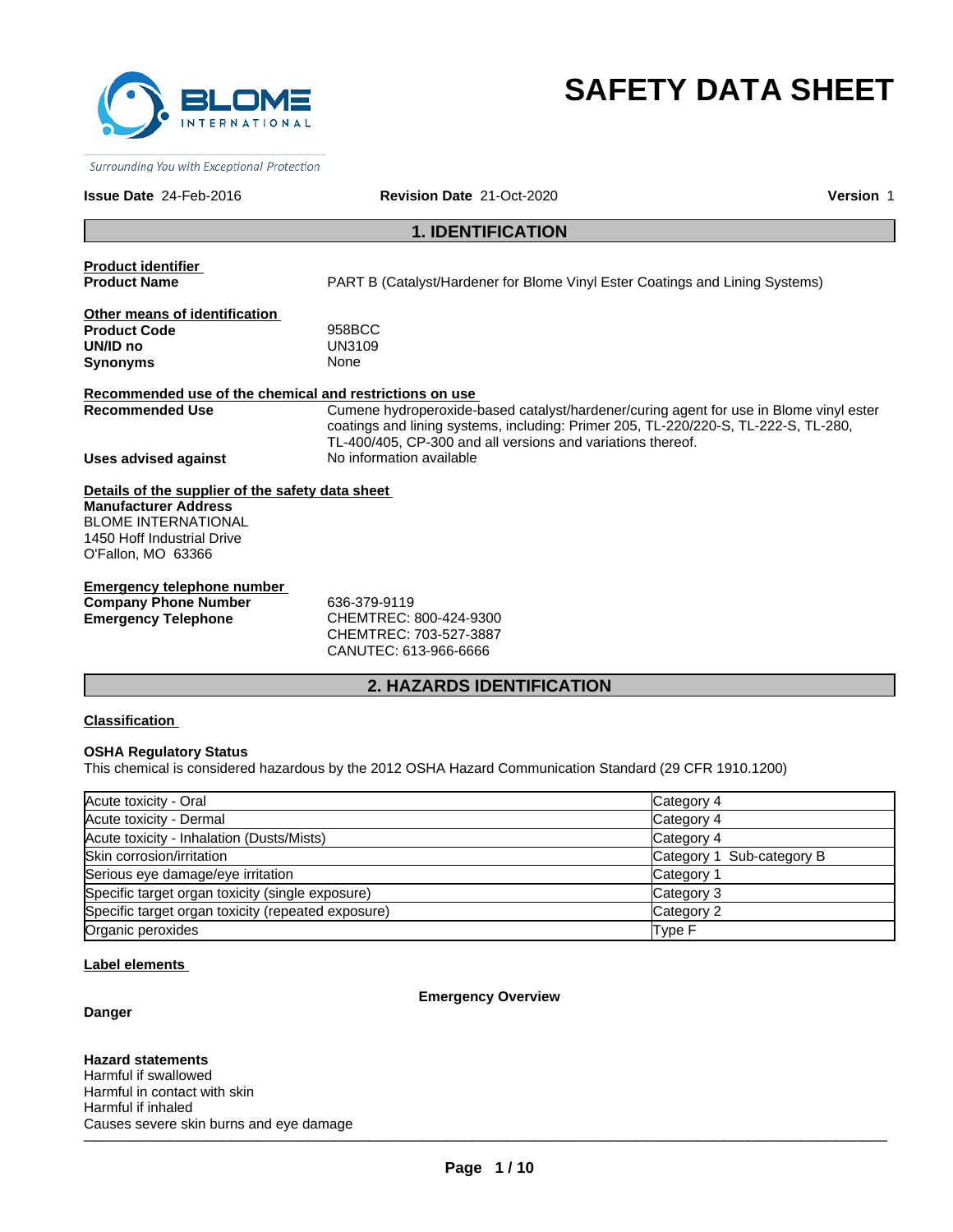# SAFETY DATA SHEET

Surrounding You with Exceptional Protection

**Issue Date** 24-Feb-2016 **Revision Date** 21-Oct-2020 **Version** 1

## 1. IDENTIFICATION

**Product identifier**

**Product Name** PART B (Catalyst/Hardener for Blome Vinyl Ester Coatings and Lining Systems)

**Other means of identification**

**Product Code** 958BCC

**UN/ID no** UN3109

**Synonyms** None

**Recommended use of the chemical and restrictions on use**

**Recommended Use** Cumene hydroperoxide-based catalyst/hardener/curing agent for use in Blome vinyl ester coatings and lining systems, including: Primer 205, TL-220/220-S, TL-222-S, TL-280, TL-400/405, CP-300 and all versions and variations thereof.

**Uses advised against** No information available

**Details of the supplier of the safety data sheet**

**Manufacturer Address**
BLOME INTERNATIONAL
1450 Hoff Industrial Drive
O'Fallon, MO 63366

**Emergency telephone number**

**Company Phone Number** 636-379-9119

**Emergency Telephone** CHEMTREC: 800-424-9300
CHEMTREC: 703-527-3887
CANUTEC: 613-966-6666

## 2. HAZARDS IDENTIFICATION

**Classification**

**OSHA Regulatory Status**

This chemical is considered hazardous by the 2012 OSHA Hazard Communication Standard (29 CFR 1910.1200)

| | |
|---|---|
| Acute toxicity - Oral | Category 4 |
| Acute toxicity - Dermal | Category 4 |
| Acute toxicity - Inhalation (Dusts/Mists) | Category 4 |
| Skin corrosion/irritation | Category 1 Sub-category B |
| Serious eye damage/eye irritation | Category 1 |
| Specific target organ toxicity (single exposure) | Category 3 |
| Specific target organ toxicity (repeated exposure) | Category 2 |
| Organic peroxides | Type F |

**Label elements**

**Emergency Overview**

**Danger**

**Hazard statements**

Harmful if swallowed
Harmful in contact with skin
Harmful if inhaled
Causes severe skin burns and eye damage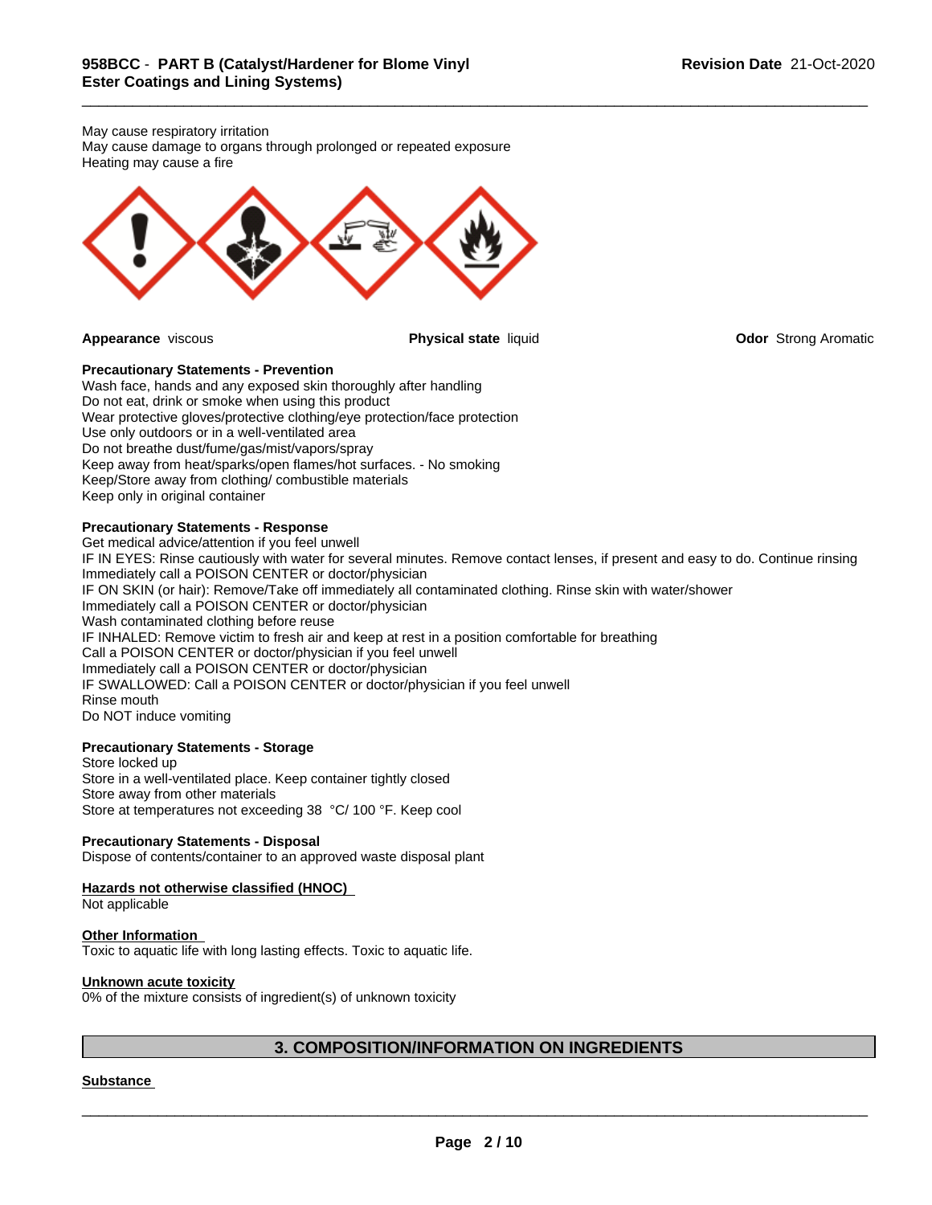May cause respiratory irritation
May cause damage to organs through prolonged or repeated exposure
Heating may cause a fire

**Appearance** viscous

**Physical state** liquid

**Odor** Strong Aromatic

**Precautionary Statements - Prevention**

Wash face, hands and any exposed skin thoroughly after handling
Do not eat, drink or smoke when using this product
Wear protective gloves/protective clothing/eye protection/face protection
Use only outdoors or in a well-ventilated area
Do not breathe dust/fume/gas/mist/vapors/spray
Keep away from heat/sparks/open flames/hot surfaces. - No smoking
Keep/Store away from clothing/ combustible materials
Keep only in original container

**Precautionary Statements - Response**

Get medical advice/attention if you feel unwell
IF IN EYES: Rinse cautiously with water for several minutes. Remove contact lenses, if present and easy to do. Continue rinsing
Immediately call a POISON CENTER or doctor/physician
IF ON SKIN (or hair): Remove/Take off immediately all contaminated clothing. Rinse skin with water/shower
Immediately call a POISON CENTER or doctor/physician
Wash contaminated clothing before reuse
IF INHALED: Remove victim to fresh air and keep at rest in a position comfortable for breathing
Call a POISON CENTER or doctor/physician if you feel unwell
Immediately call a POISON CENTER or doctor/physician
IF SWALLOWED: Call a POISON CENTER or doctor/physician if you feel unwell
Rinse mouth
Do NOT induce vomiting

**Precautionary Statements - Storage**

Store locked up
Store in a well-ventilated place. Keep container tightly closed
Store away from other materials
Store at temperatures not exceeding 38 °C/ 100 °F. Keep cool

**Precautionary Statements - Disposal**

Dispose of contents/container to an approved waste disposal plant

**Hazards not otherwise classified (HNOC)**

Not applicable

**Other Information**

Toxic to aquatic life with long lasting effects. Toxic to aquatic life.

**Unknown acute toxicity**

0% of the mixture consists of ingredient(s) of unknown toxicity

## 3. COMPOSITION/INFORMATION ON INGREDIENTS

**Substance**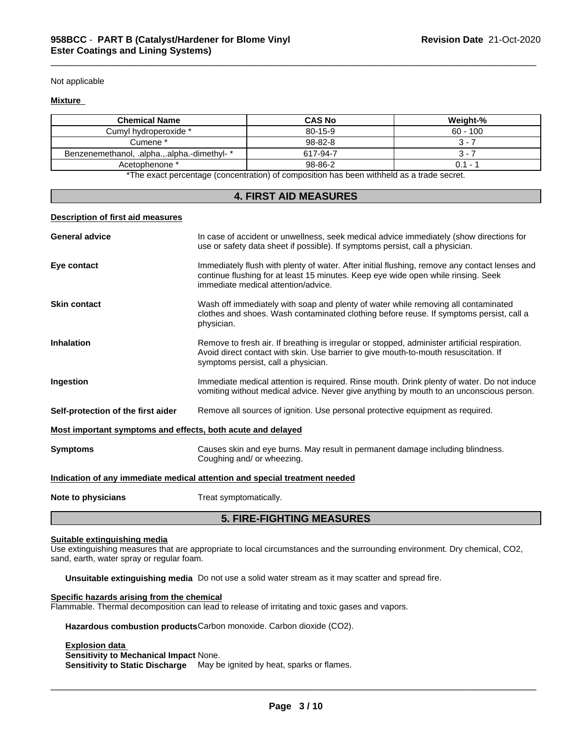Not applicable

**Mixture**

| Chemical Name | CAS No | Weight-% |
|---|---|---|
| Cumyl hydroperoxide * | 80-15-9 | 60 - 100 |
| Cumene * | 98-82-8 | 3 - 7 |
| Benzenemethanol, .alpha.,.alpha.-dimethyl- * | 617-94-7 | 3 - 7 |
| Acetophenone * | 98-86-2 | 0.1 - 1 |

*The exact percentage (concentration) of composition has been withheld as a trade secret.

## 4. FIRST AID MEASURES

**Description of first aid measures**

**General advice** In case of accident or unwellness, seek medical advice immediately (show directions for use or safety data sheet if possible). If symptoms persist, call a physician.

**Eye contact** Immediately flush with plenty of water. After initial flushing, remove any contact lenses and continue flushing for at least 15 minutes. Keep eye wide open while rinsing. Seek immediate medical attention/advice.

**Skin contact** Wash off immediately with soap and plenty of water while removing all contaminated clothes and shoes. Wash contaminated clothing before reuse. If symptoms persist, call a physician.

**Inhalation** Remove to fresh air. If breathing is irregular or stopped, administer artificial respiration. Avoid direct contact with skin. Use barrier to give mouth-to-mouth resuscitation. If symptoms persist, call a physician.

**Ingestion** Immediate medical attention is required. Rinse mouth. Drink plenty of water. Do not induce vomiting without medical advice. Never give anything by mouth to an unconscious person.

**Self-protection of the first aider** Remove all sources of ignition. Use personal protective equipment as required.

**Most important symptoms and effects, both acute and delayed**

**Symptoms** Causes skin and eye burns. May result in permanent damage including blindness. Coughing and/ or wheezing.

**Indication of any immediate medical attention and special treatment needed**

**Note to physicians** Treat symptomatically.

## 5. FIRE-FIGHTING MEASURES

**Suitable extinguishing media**

Use extinguishing measures that are appropriate to local circumstances and the surrounding environment. Dry chemical, $CO_2$, sand, earth, water spray or regular foam.

**Unsuitable extinguishing media** Do not use a solid water stream as it may scatter and spread fire.

**Specific hazards arising from the chemical**

Flammable. Thermal decomposition can lead to release of irritating and toxic gases and vapors.

**Hazardous combustion products** Carbon monoxide. Carbon dioxide ($CO_2$).

**Explosion data**

**Sensitivity to Mechanical Impact** None.

**Sensitivity to Static Discharge** May be ignited by heat, sparks or flames.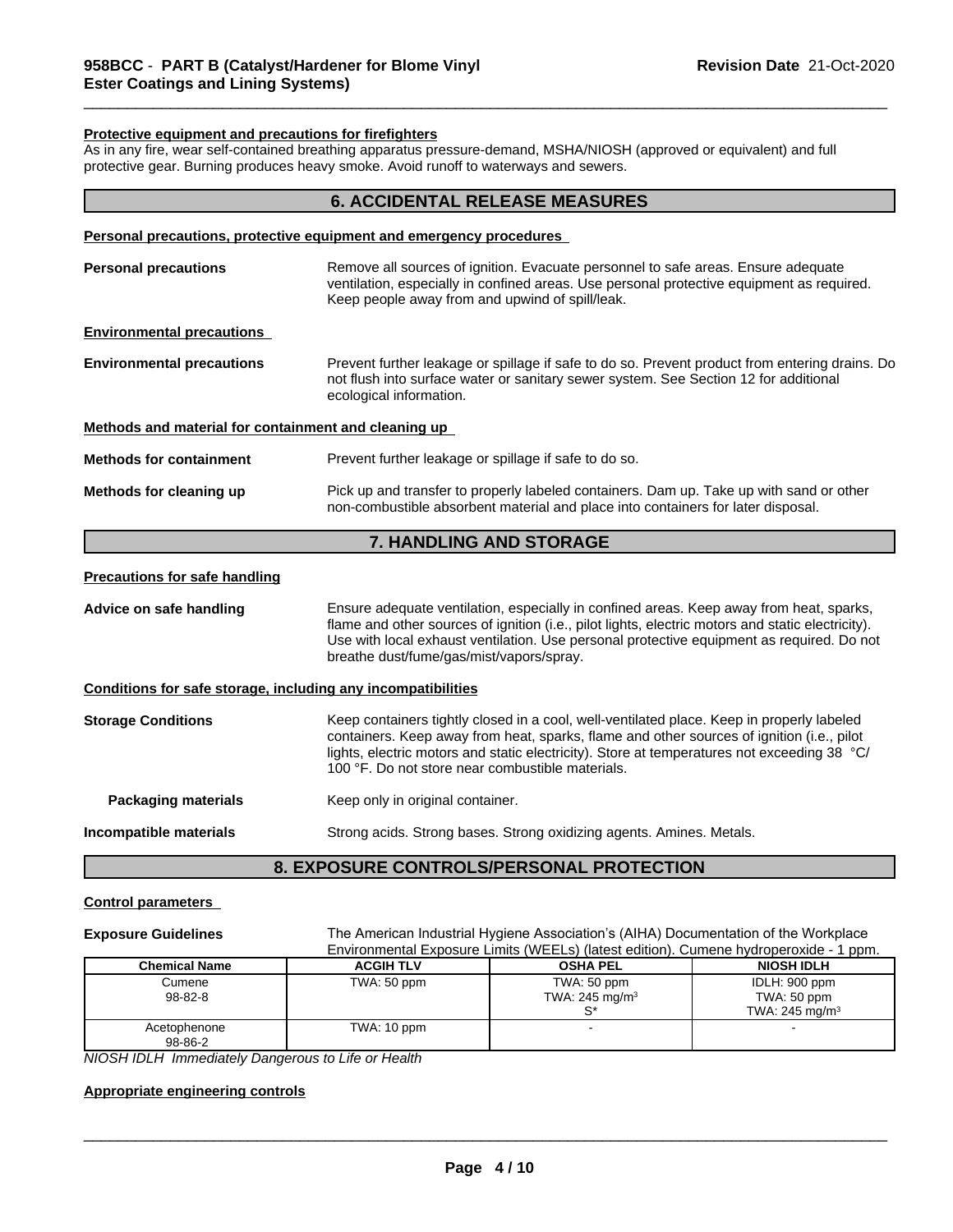**Protective equipment and precautions for firefighters**

As in any fire, wear self-contained breathing apparatus pressure-demand, MSHA/NIOSH (approved or equivalent) and full protective gear. Burning produces heavy smoke. Avoid runoff to waterways and sewers.

## 6. ACCIDENTAL RELEASE MEASURES

**Personal precautions, protective equipment and emergency procedures**

**Personal precautions** Remove all sources of ignition. Evacuate personnel to safe areas. Ensure adequate ventilation, especially in confined areas. Use personal protective equipment as required. Keep people away from and upwind of spill/leak.

**Environmental precautions**

**Environmental precautions** Prevent further leakage or spillage if safe to do so. Prevent product from entering drains. Do not flush into surface water or sanitary sewer system. See Section 12 for additional ecological information.

**Methods and material for containment and cleaning up**

**Methods for containment** Prevent further leakage or spillage if safe to do so.

**Methods for cleaning up** Pick up and transfer to properly labeled containers. Dam up. Take up with sand or other non-combustible absorbent material and place into containers for later disposal.

## 7. HANDLING AND STORAGE

**Precautions for safe handling**

**Advice on safe handling** Ensure adequate ventilation, especially in confined areas. Keep away from heat, sparks, flame and other sources of ignition (i.e., pilot lights, electric motors and static electricity). Use with local exhaust ventilation. Use personal protective equipment as required. Do not breathe dust/fume/gas/mist/vapors/spray.

**Conditions for safe storage, including any incompatibilities**

**Storage Conditions** Keep containers tightly closed in a cool, well-ventilated place. Keep in properly labeled containers. Keep away from heat, sparks, flame and other sources of ignition (i.e., pilot lights, electric motors and static electricity). Store at temperatures not exceeding 38 °C/ 100 °F. Do not store near combustible materials.

**Packaging materials** Keep only in original container.

**Incompatible materials** Strong acids. Strong bases. Strong oxidizing agents. Amines. Metals.

## 8. EXPOSURE CONTROLS/PERSONAL PROTECTION

**Control parameters**

**Exposure Guidelines** The American Industrial Hygiene Association's (AIHA) Documentation of the Workplace Environmental Exposure Limits (WEELs) (latest edition). Cumene hydroperoxide - 1 ppm.

| Chemical Name | ACGIH TLV | OSHA PEL | NIOSH IDLH |
|---|---|---|---|
| Cumene<br>98-82-8 | TWA: 50 ppm | TWA: 50 ppm<br>TWA: 245 mg/m³<br>S* | IDLH: 900 ppm<br>TWA: 50 ppm<br>TWA: 245 mg/m³ |
| Acetophenone<br>98-86-2 | TWA: 10 ppm | - | - |

*NIOSH IDLH Immediately Dangerous to Life or Health*

**Appropriate engineering controls**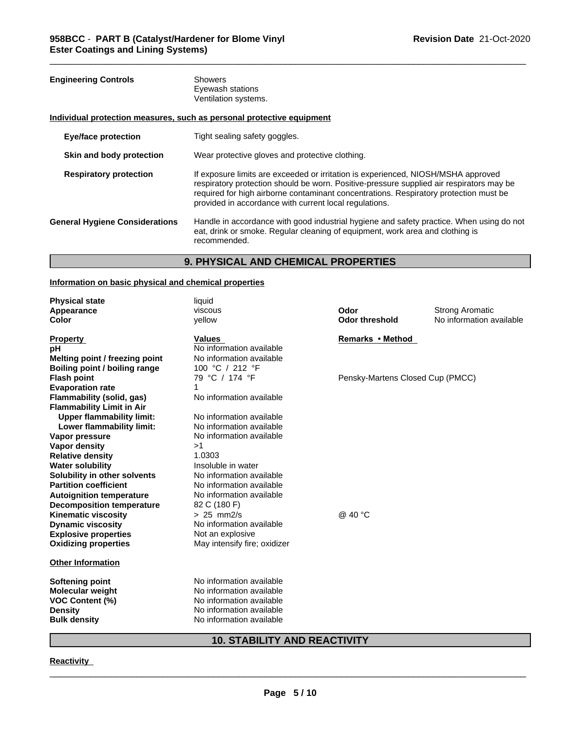| | |
|---|---|
| **Engineering Controls** | Showers<br>Eyewash stations<br>Ventilation systems. |

**Individual protection measures, such as personal protective equipment**

| | |
|---|---|
| **Eye/face protection** | Tight sealing safety goggles. |
| **Skin and body protection** | Wear protective gloves and protective clothing. |
| **Respiratory protection** | If exposure limits are exceeded or irritation is experienced, NIOSH/MSHA approved respiratory protection should be worn. Positive-pressure supplied air respirators may be required for high airborne contaminant concentrations. Respiratory protection must be provided in accordance with current local regulations. |
| **General Hygiene Considerations** | Handle in accordance with good industrial hygiene and safety practice. When using do not eat, drink or smoke. Regular cleaning of equipment, work area and clothing is recommended. |

## 9. PHYSICAL AND CHEMICAL PROPERTIES

**Information on basic physical and chemical properties**

| | | | |
|---|---|---|---|
| **Physical state** | liquid | | |
| **Appearance** | viscous | **Odor** | Strong Aromatic |
| **Color** | yellow | **Odor threshold** | No information available |

| **Property** | **Values** | **Remarks • Method** |
|---|---|---|
| **pH** | No information available | |
| **Melting point / freezing point** | No information available | |
| **Boiling point / boiling range** | 100 °C / 212 °F | |
| **Flash point** | 79 °C / 174 °F | Pensky-Martens Closed Cup (PMCC) |
| **Evaporation rate** | 1 | |
| **Flammability (solid, gas)** | No information available | |
| **Flammability Limit in Air** | | |
| **Upper flammability limit:** | No information available | |
| **Lower flammability limit:** | No information available | |
| **Vapor pressure** | No information available | |
| **Vapor density** | >1 | |
| **Relative density** | 1.0303 | |
| **Water solubility** | Insoluble in water | |
| **Solubility in other solvents** | No information available | |
| **Partition coefficient** | No information available | |
| **Autoignition temperature** | No information available | |
| **Decomposition temperature** | 82 C (180 F) | |
| **Kinematic viscosity** | > 25 mm2/s | @ 40 °C |
| **Dynamic viscosity** | No information available | |
| **Explosive properties** | Not an explosive | |
| **Oxidizing properties** | May intensify fire; oxidizer | |

**Other Information**

| | |
|---|---|
| **Softening point** | No information available |
| **Molecular weight** | No information available |
| **VOC Content (%)** | No information available |
| **Density** | No information available |
| **Bulk density** | No information available |

## 10. STABILITY AND REACTIVITY

**Reactivity**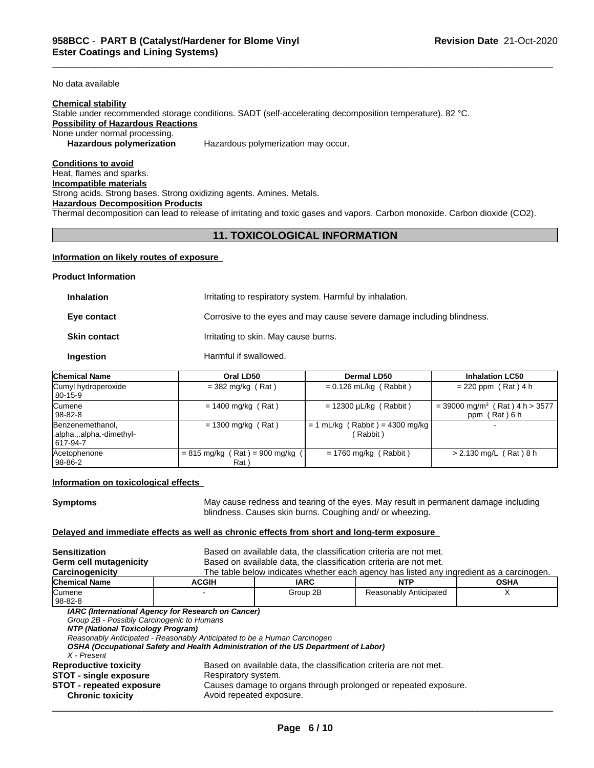No data available

**Chemical stability**

Stable under recommended storage conditions. SADT (self-accelerating decomposition temperature). 82 °C.

**Possibility of Hazardous Reactions**

None under normal processing.

**Hazardous polymerization** Hazardous polymerization may occur.

**Conditions to avoid**

Heat, flames and sparks.

**Incompatible materials**

Strong acids. Strong bases. Strong oxidizing agents. Amines. Metals.

**Hazardous Decomposition Products**

Thermal decomposition can lead to release of irritating and toxic gases and vapors. Carbon monoxide. Carbon dioxide (CO2).

## 11. TOXICOLOGICAL INFORMATION

**Information on likely routes of exposure**

**Product Information**

**Inhalation** Irritating to respiratory system. Harmful by inhalation.

**Eye contact** Corrosive to the eyes and may cause severe damage including blindness.

**Skin contact** Irritating to skin. May cause burns.

**Ingestion** Harmful if swallowed.

| Chemical Name | Oral LD50 | Dermal LD50 | Inhalation LC50 |
|---|---|---|---|
| Cumyl hydroperoxide 80-15-9 | = 382 mg/kg ( Rat ) | = 0.126 mL/kg ( Rabbit ) | = 220 ppm ( Rat ) 4 h |
| Cumene 98-82-8 | = 1400 mg/kg ( Rat ) | = 12300 µL/kg ( Rabbit ) | = 39000 mg/m$^3$ ( Rat ) 4 h > 3577 ppm ( Rat ) 6 h |
| Benzenemethanol, .alpha.,.alpha.-dimethyl- 617-94-7 | = 1300 mg/kg ( Rat ) | = 1 mL/kg ( Rabbit ) = 4300 mg/kg ( Rabbit ) | - |
| Acetophenone 98-86-2 | = 815 mg/kg ( Rat ) = 900 mg/kg ( Rat ) | = 1760 mg/kg ( Rabbit ) | > 2.130 mg/L ( Rat ) 8 h |

**Information on toxicological effects**

**Symptoms** May cause redness and tearing of the eyes. May result in permanent damage including blindness. Causes skin burns. Coughing and/ or wheezing.

**Delayed and immediate effects as well as chronic effects from short and long-term exposure**

**Sensitization** Based on available data, the classification criteria are not met.

**Germ cell mutagenicity** Based on available data, the classification criteria are not met.

**Carcinogenicity** The table below indicates whether each agency has listed any ingredient as a carcinogen.

| Chemical Name | ACGIH | IARC | NTP | OSHA |
|---|---|---|---|---|
| Cumene 98-82-8 | - | Group 2B | Reasonably Anticipated | X |

***IARC (International Agency for Research on Cancer)***
*Group 2B - Possibly Carcinogenic to Humans*
***NTP (National Toxicology Program)***
*Reasonably Anticipated - Reasonably Anticipated to be a Human Carcinogen*
***OSHA (Occupational Safety and Health Administration of the US Department of Labor)***
*X - Present*

**Reproductive toxicity** Based on available data, the classification criteria are not met.

**STOT - single exposure** Respiratory system.

**STOT - repeated exposure** Causes damage to organs through prolonged or repeated exposure.

**Chronic toxicity** Avoid repeated exposure.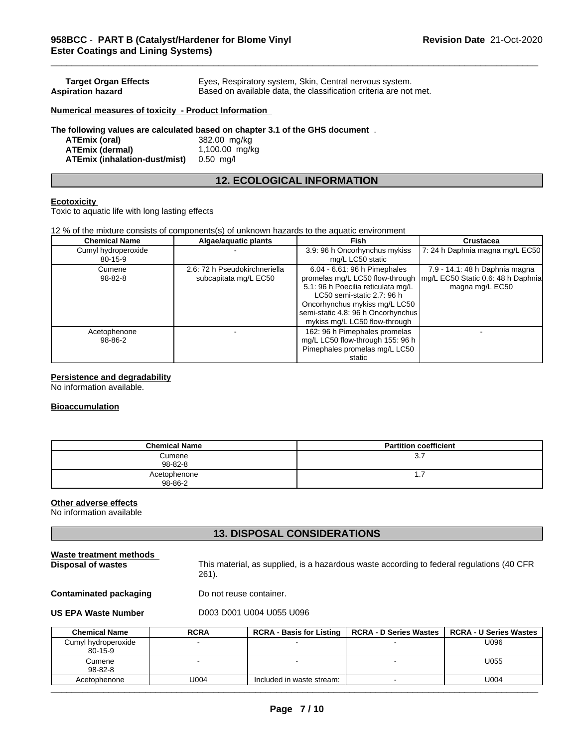**Target Organ Effects** Eyes, Respiratory system, Skin, Central nervous system.

**Aspiration hazard** Based on available data, the classification criteria are not met.

**Numerical measures of toxicity - Product Information**

**The following values are calculated based on chapter 3.1 of the GHS document** .

| | |
|---|---|
| **ATEmix (oral)** | 382.00 mg/kg |
| **ATEmix (dermal)** | 1,100.00 mg/kg |
| **ATEmix (inhalation-dust/mist)** | 0.50 mg/l |

## 12. ECOLOGICAL INFORMATION

**Ecotoxicity**

Toxic to aquatic life with long lasting effects

12 % of the mixture consists of components(s) of unknown hazards to the aquatic environment

| Chemical Name | Algae/aquatic plants | Fish | Crustacea |
|---|---|---|---|
| Cumyl hydroperoxide 80-15-9 | - | 3.9: 96 h Oncorhynchus mykiss mg/L LC50 static | 7: 24 h Daphnia magna mg/L EC50 |
| Cumene 98-82-8 | 2.6: 72 h Pseudokirchneriella subcapitata mg/L EC50 | 6.04 - 6.61: 96 h Pimephales promelas mg/L LC50 flow-through 5.1: 96 h Poecilia reticulata mg/L LC50 semi-static 2.7: 96 h Oncorhynchus mykiss mg/L LC50 semi-static 4.8: 96 h Oncorhynchus mykiss mg/L LC50 flow-through | 7.9 - 14.1: 48 h Daphnia magna mg/L EC50 Static 0.6: 48 h Daphnia magna mg/L EC50 |
| Acetophenone 98-86-2 | - | 162: 96 h Pimephales promelas mg/L LC50 flow-through 155: 96 h Pimephales promelas mg/L LC50 static | - |

**Persistence and degradability**

No information available.

**Bioaccumulation**

| Chemical Name | Partition coefficient |
|---|---|
| Cumene 98-82-8 | 3.7 |
| Acetophenone 98-86-2 | 1.7 |

**Other adverse effects**

No information available

## 13. DISPOSAL CONSIDERATIONS

**Waste treatment methods**

**Disposal of wastes** This material, as supplied, is a hazardous waste according to federal regulations (40 CFR 261).

**Contaminated packaging** Do not reuse container.

**US EPA Waste Number** D003 D001 U004 U055 U096

| Chemical Name | RCRA | RCRA - Basis for Listing | RCRA - D Series Wastes | RCRA - U Series Wastes |
|---|---|---|---|---|
| Cumyl hydroperoxide 80-15-9 | - | - | - | U096 |
| Cumene 98-82-8 | - | - | - | U055 |
| Acetophenone | U004 | Included in waste stream: | - | U004 |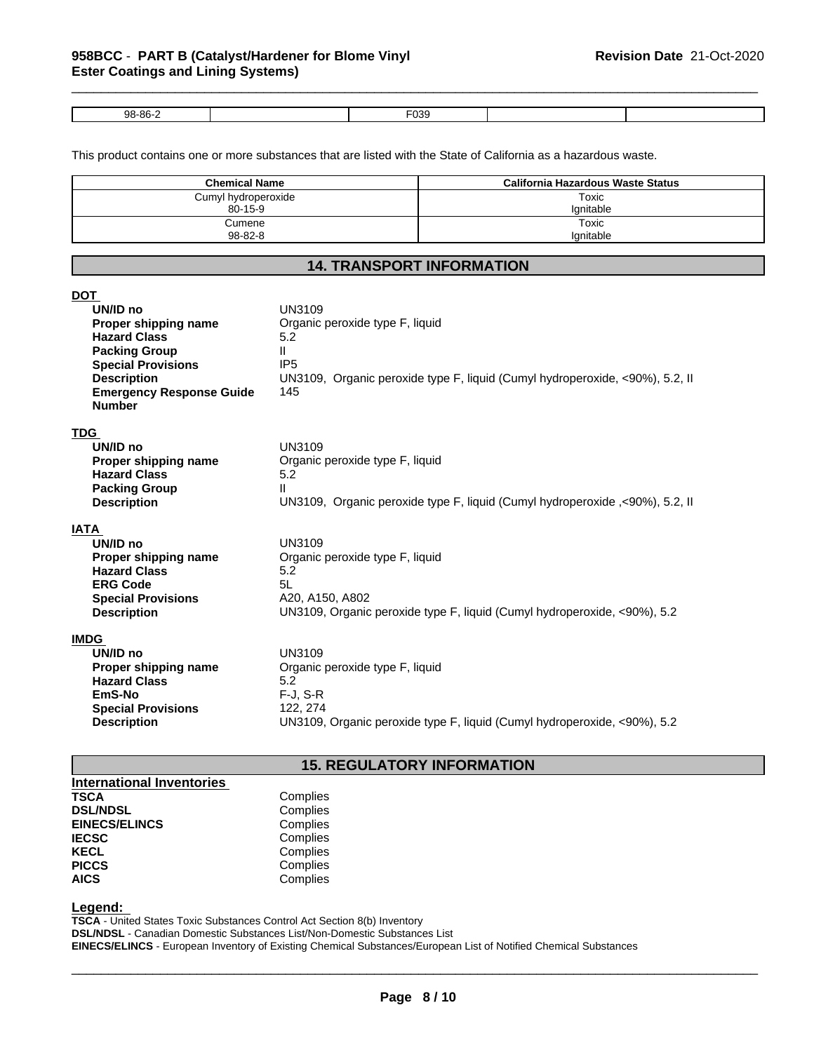| | | | | |
|---|---|---|---|---|
| 98-86-2 | | F039 | | |

This product contains one or more substances that are listed with the State of California as a hazardous waste.

| Chemical Name | California Hazardous Waste Status |
|---|---|
| Cumyl hydroperoxide<br>80-15-9 | Toxic<br>Ignitable |
| Cumene<br>98-82-8 | Toxic<br>Ignitable |

## 14. TRANSPORT INFORMATION

**DOT**

| | |
|---|---|
| **UN/ID no** | UN3109 |
| **Proper shipping name** | Organic peroxide type F, liquid |
| **Hazard Class** | 5.2 |
| **Packing Group** | II |
| **Special Provisions** | IP5 |
| **Description** | UN3109, Organic peroxide type F, liquid (Cumyl hydroperoxide, <90%), 5.2, II |
| **Emergency Response Guide Number** | 145 |

**TDG**

| | |
|---|---|
| **UN/ID no** | UN3109 |
| **Proper shipping name** | Organic peroxide type F, liquid |
| **Hazard Class** | 5.2 |
| **Packing Group** | II |
| **Description** | UN3109, Organic peroxide type F, liquid (Cumyl hydroperoxide ,<90%), 5.2, II |

**IATA**

| | |
|---|---|
| **UN/ID no** | UN3109 |
| **Proper shipping name** | Organic peroxide type F, liquid |
| **Hazard Class** | 5.2 |
| **ERG Code** | 5L |
| **Special Provisions** | A20, A150, A802 |
| **Description** | UN3109, Organic peroxide type F, liquid (Cumyl hydroperoxide, <90%), 5.2 |

**IMDG**

| | |
|---|---|
| **UN/ID no** | UN3109 |
| **Proper shipping name** | Organic peroxide type F, liquid |
| **Hazard Class** | 5.2 |
| **EmS-No** | F-J, S-R |
| **Special Provisions** | 122, 274 |
| **Description** | UN3109, Organic peroxide type F, liquid (Cumyl hydroperoxide, <90%), 5.2 |

## 15. REGULATORY INFORMATION

**International Inventories**

| | |
|---|---|
| **TSCA** | Complies |
| **DSL/NDSL** | Complies |
| **EINECS/ELINCS** | Complies |
| **IECSC** | Complies |
| **KECL** | Complies |
| **PICCS** | Complies |
| **AICS** | Complies |

**Legend:**

**TSCA** - United States Toxic Substances Control Act Section 8(b) Inventory
**DSL/NDSL** - Canadian Domestic Substances List/Non-Domestic Substances List
**EINECS/ELINCS** - European Inventory of Existing Chemical Substances/European List of Notified Chemical Substances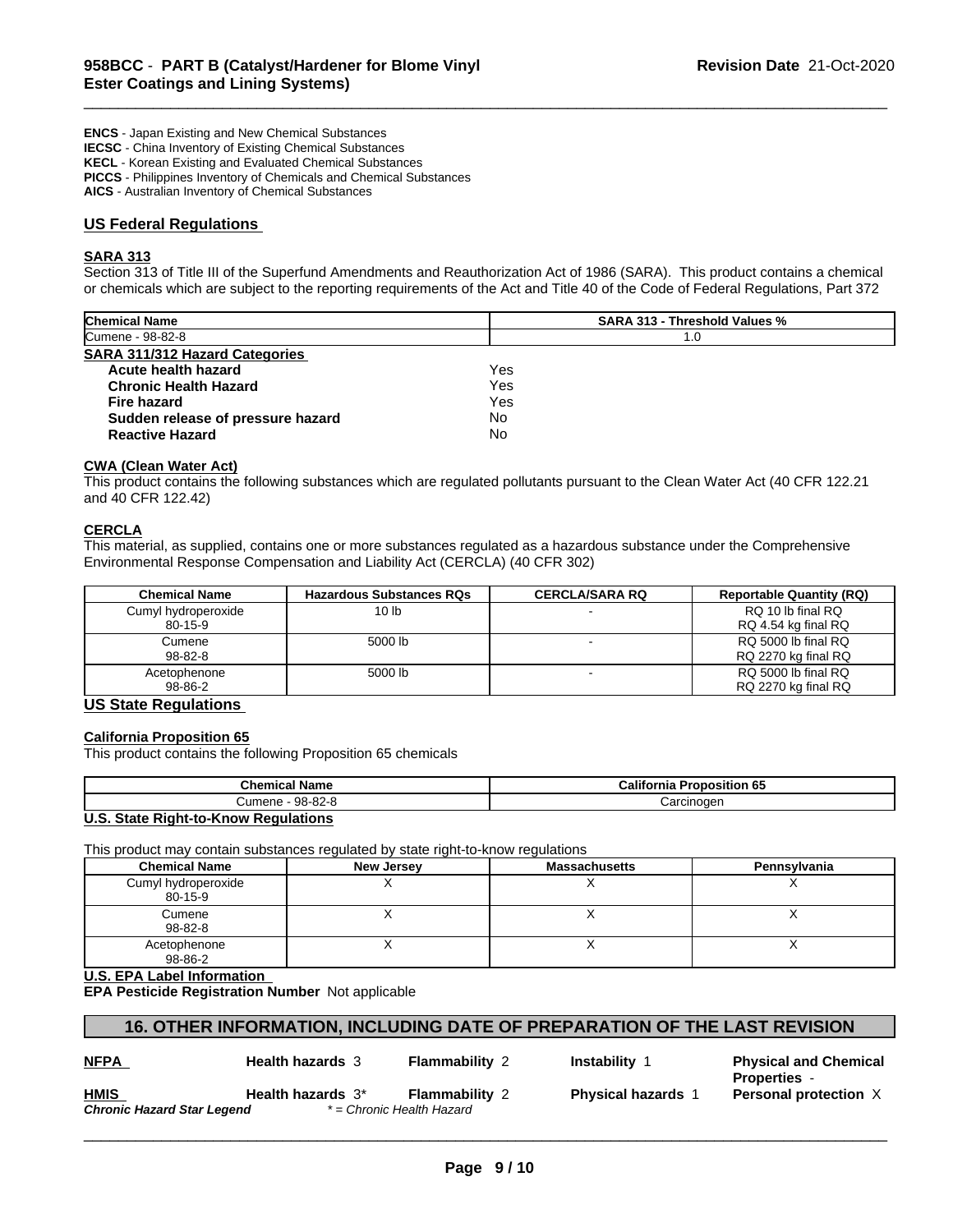**ENCS** - Japan Existing and New Chemical Substances
**IECSC** - China Inventory of Existing Chemical Substances
**KECL** - Korean Existing and Evaluated Chemical Substances
**PICCS** - Philippines Inventory of Chemicals and Chemical Substances
**AICS** - Australian Inventory of Chemical Substances

## US Federal Regulations

### SARA 313

Section 313 of Title III of the Superfund Amendments and Reauthorization Act of 1986 (SARA). This product contains a chemical or chemicals which are subject to the reporting requirements of the Act and Title 40 of the Code of Federal Regulations, Part 372

| Chemical Name | SARA 313 - Threshold Values % |
|---|---|
| Cumene - 98-82-8 | 1.0 |

### SARA 311/312 Hazard Categories

| | |
|---|---|
| **Acute health hazard** | Yes |
| **Chronic Health Hazard** | Yes |
| **Fire hazard** | Yes |
| **Sudden release of pressure hazard** | No |
| **Reactive Hazard** | No |

### CWA (Clean Water Act)

This product contains the following substances which are regulated pollutants pursuant to the Clean Water Act (40 CFR 122.21 and 40 CFR 122.42)

### CERCLA

This material, as supplied, contains one or more substances regulated as a hazardous substance under the Comprehensive Environmental Response Compensation and Liability Act (CERCLA) (40 CFR 302)

| Chemical Name | Hazardous Substances RQs | CERCLA/SARA RQ | Reportable Quantity (RQ) |
|---|---|---|---|
| Cumyl hydroperoxide 80-15-9 | 10 lb | - | RQ 10 lb final RQ RQ 4.54 kg final RQ |
| Cumene 98-82-8 | 5000 lb | - | RQ 5000 lb final RQ RQ 2270 kg final RQ |
| Acetophenone 98-86-2 | 5000 lb | - | RQ 5000 lb final RQ RQ 2270 kg final RQ |

## US State Regulations

### California Proposition 65

This product contains the following Proposition 65 chemicals

| Chemical Name | California Proposition 65 |
|---|---|
| Cumene - 98-82-8 | Carcinogen |

### U.S. State Right-to-Know Regulations

This product may contain substances regulated by state right-to-know regulations

| Chemical Name | New Jersey | Massachusetts | Pennsylvania |
|---|---|---|---|
| Cumyl hydroperoxide 80-15-9 | X | X | X |
| Cumene 98-82-8 | X | X | X |
| Acetophenone 98-86-2 | X | X | X |

### U.S. EPA Label Information

**EPA Pesticide Registration Number** Not applicable

## 16. OTHER INFORMATION, INCLUDING DATE OF PREPARATION OF THE LAST REVISION

| | | | | |
|---|---|---|---|---|
| **NFPA** | **Health hazards** 3 | **Flammability** 2 | **Instability** 1 | **Physical and Chemical Properties** - |
| **HMIS** | **Health hazards** 3* | **Flammability** 2 | **Physical hazards** 1 | **Personal protection** X |

***Chronic Hazard Star Legend*** *\* = Chronic Health Hazard*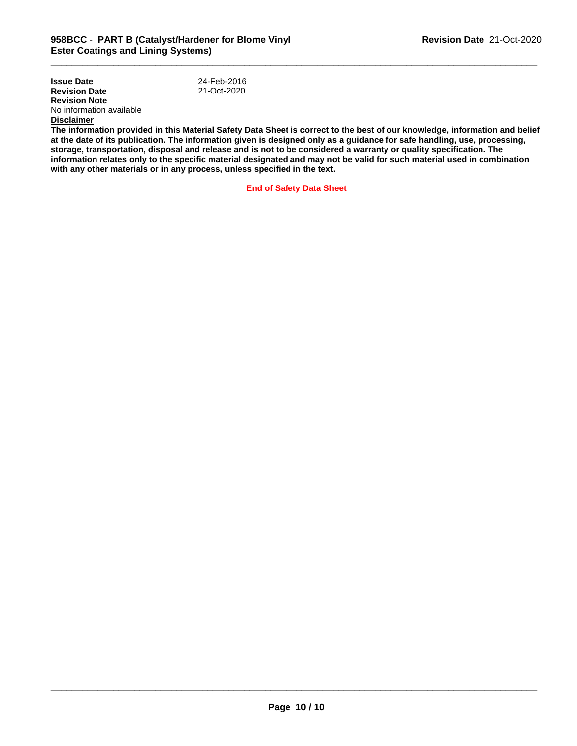**Issue Date** 24-Feb-2016

**Revision Date** 21-Oct-2020

**Revision Note**

No information available

**Disclaimer**

**The information provided in this Material Safety Data Sheet is correct to the best of our knowledge, information and belief at the date of its publication. The information given is designed only as a guidance for safe handling, use, processing, storage, transportation, disposal and release and is not to be considered a warranty or quality specification. The information relates only to the specific material designated and may not be valid for such material used in combination with any other materials or in any process, unless specified in the text.**

**End of Safety Data Sheet**